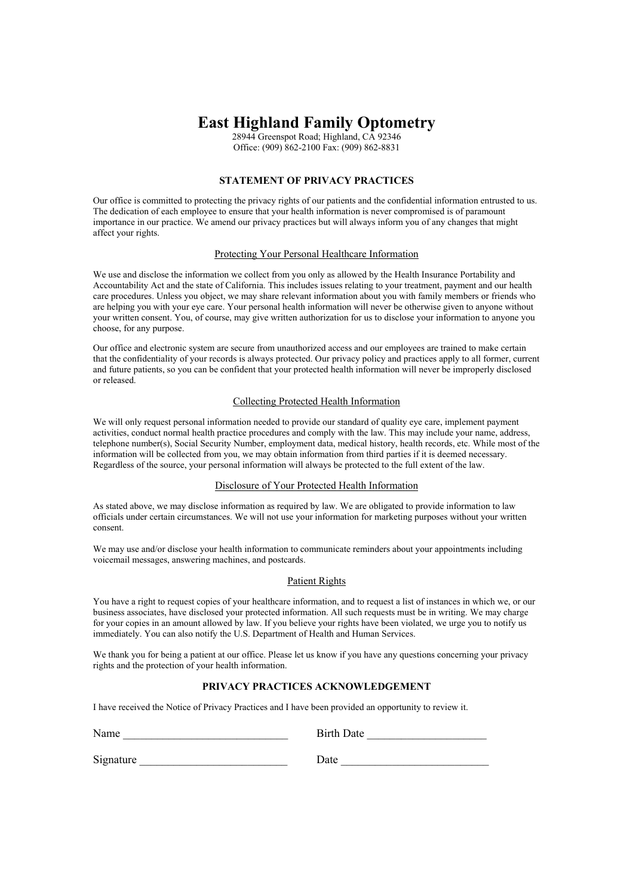# East Highland Family Optometry

28944 Greenspot Road; Highland, CA 92346
Office: (909) 862-2100 Fax: (909) 862-8831

## STATEMENT OF PRIVACY PRACTICES

Our office is committed to protecting the privacy rights of our patients and the confidential information entrusted to us. The dedication of each employee to ensure that your health information is never compromised is of paramount importance in our practice. We amend our privacy practices but will always inform you of any changes that might affect your rights.

### Protecting Your Personal Healthcare Information

We use and disclose the information we collect from you only as allowed by the Health Insurance Portability and Accountability Act and the state of California. This includes issues relating to your treatment, payment and our health care procedures. Unless you object, we may share relevant information about you with family members or friends who are helping you with your eye care. Your personal health information will never be otherwise given to anyone without your written consent. You, of course, may give written authorization for us to disclose your information to anyone you choose, for any purpose.

Our office and electronic system are secure from unauthorized access and our employees are trained to make certain that the confidentiality of your records is always protected. Our privacy policy and practices apply to all former, current and future patients, so you can be confident that your protected health information will never be improperly disclosed or released.

### Collecting Protected Health Information

We will only request personal information needed to provide our standard of quality eye care, implement payment activities, conduct normal health practice procedures and comply with the law. This may include your name, address, telephone number(s), Social Security Number, employment data, medical history, health records, etc. While most of the information will be collected from you, we may obtain information from third parties if it is deemed necessary. Regardless of the source, your personal information will always be protected to the full extent of the law.

### Disclosure of Your Protected Health Information

As stated above, we may disclose information as required by law. We are obligated to provide information to law officials under certain circumstances. We will not use your information for marketing purposes without your written consent.

We may use and/or disclose your health information to communicate reminders about your appointments including voicemail messages, answering machines, and postcards.

### Patient Rights

You have a right to request copies of your healthcare information, and to request a list of instances in which we, or our business associates, have disclosed your protected information. All such requests must be in writing. We may charge for your copies in an amount allowed by law. If you believe your rights have been violated, we urge you to notify us immediately. You can also notify the U.S. Department of Health and Human Services.

We thank you for being a patient at our office. Please let us know if you have any questions concerning your privacy rights and the protection of your health information.

## PRIVACY PRACTICES ACKNOWLEDGEMENT

I have received the Notice of Privacy Practices and I have been provided an opportunity to review it.

Name _____________________________ Birth Date _____________________

Signature __________________________ Date __________________________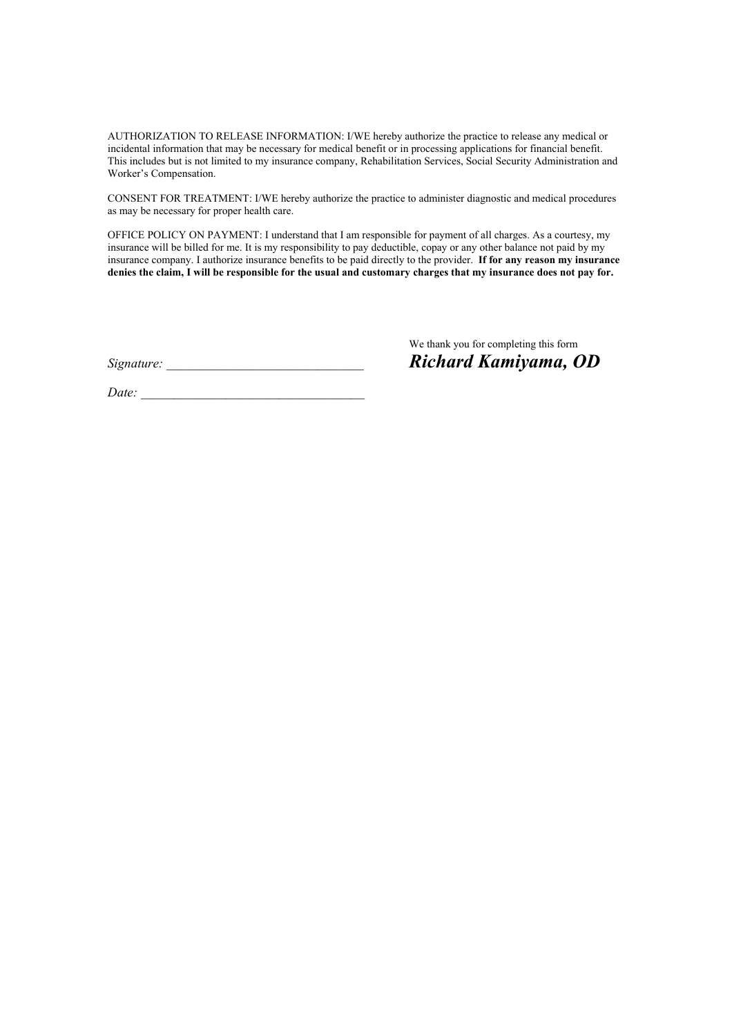AUTHORIZATION TO RELEASE INFORMATION: I/WE hereby authorize the practice to release any medical or incidental information that may be necessary for medical benefit or in processing applications for financial benefit. This includes but is not limited to my insurance company, Rehabilitation Services, Social Security Administration and Worker's Compensation.

CONSENT FOR TREATMENT: I/WE hereby authorize the practice to administer diagnostic and medical procedures as may be necessary for proper health care.

OFFICE POLICY ON PAYMENT: I understand that I am responsible for payment of all charges. As a courtesy, my insurance will be billed for me. It is my responsibility to pay deductible, copay or any other balance not paid by my insurance company. I authorize insurance benefits to be paid directly to the provider. **If for any reason my insurance denies the claim, I will be responsible for the usual and customary charges that my insurance does not pay for.**

*Signature:* ________________________________

*Date:* _____________________________________

We thank you for completing this form

***Richard Kamiyama, OD***